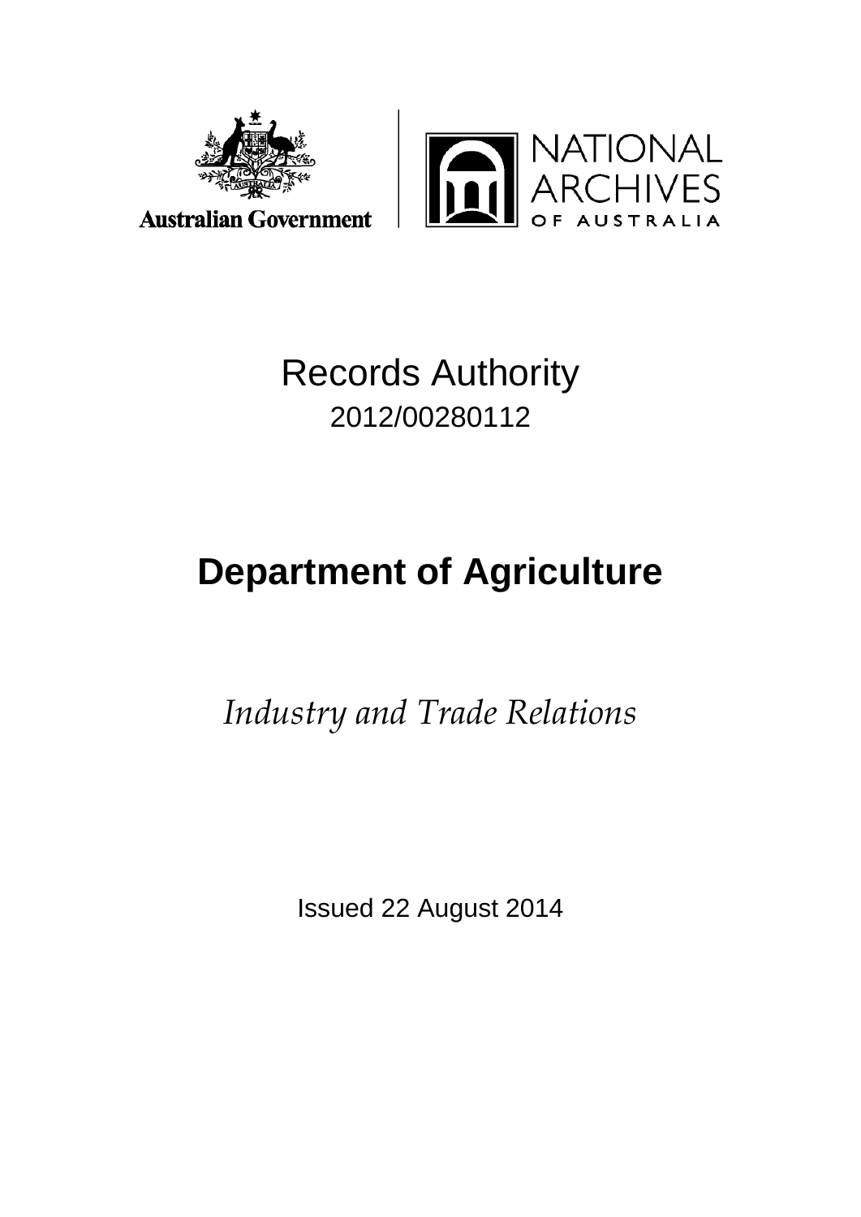Australian Government

NATIONAL ARCHIVES OF AUSTRALIA

# Records Authority

2012/00280112

# Department of Agriculture

*Industry and Trade Relations*

Issued 22 August 2014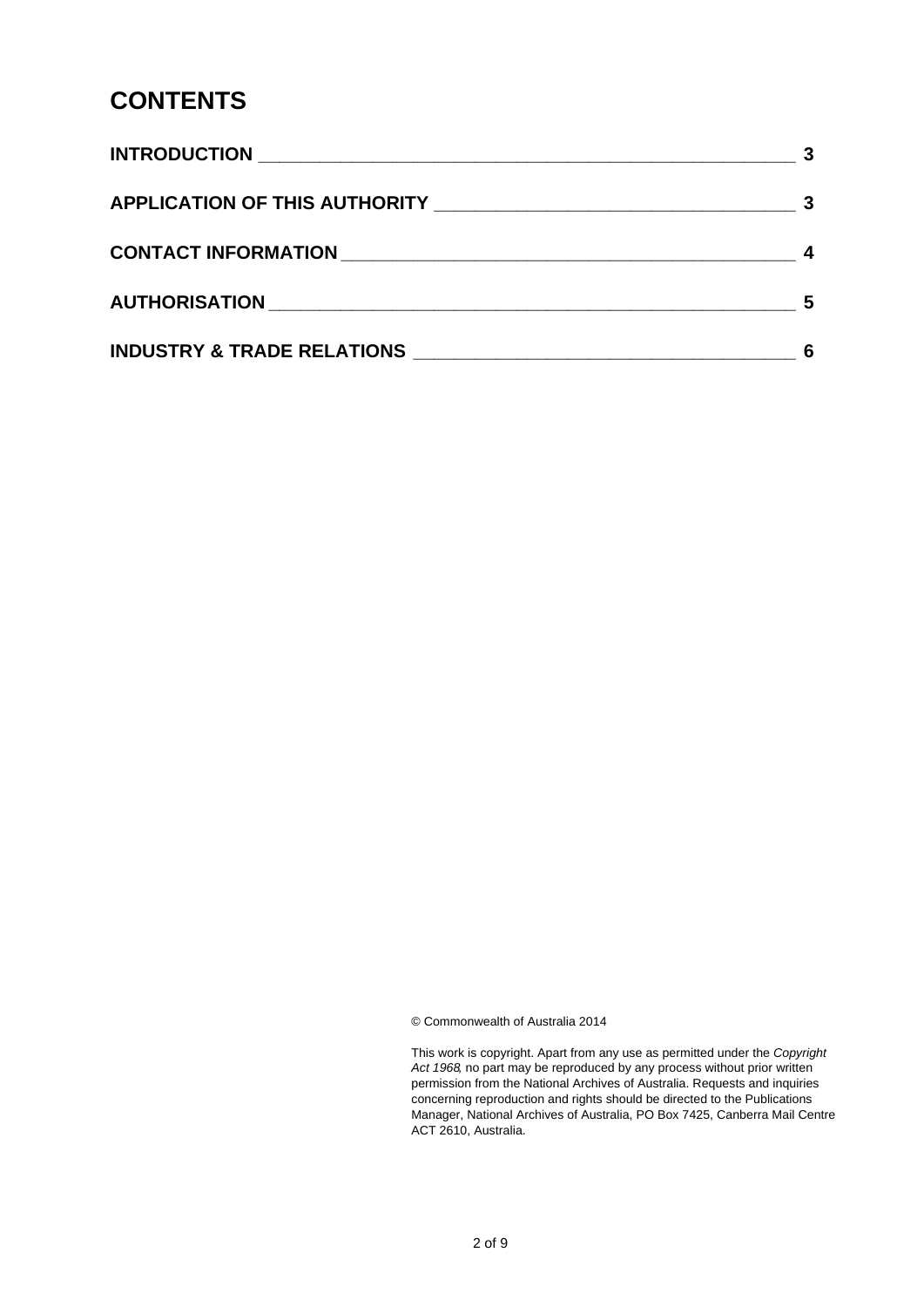# CONTENTS

**INTRODUCTION** 3

**APPLICATION OF THIS AUTHORITY** 3

**CONTACT INFORMATION** 4

**AUTHORISATION** 5

**INDUSTRY & TRADE RELATIONS** 6

© Commonwealth of Australia 2014

This work is copyright. Apart from any use as permitted under the *Copyright Act 1968*, no part may be reproduced by any process without prior written permission from the National Archives of Australia. Requests and inquiries concerning reproduction and rights should be directed to the Publications Manager, National Archives of Australia, PO Box 7425, Canberra Mail Centre ACT 2610, Australia.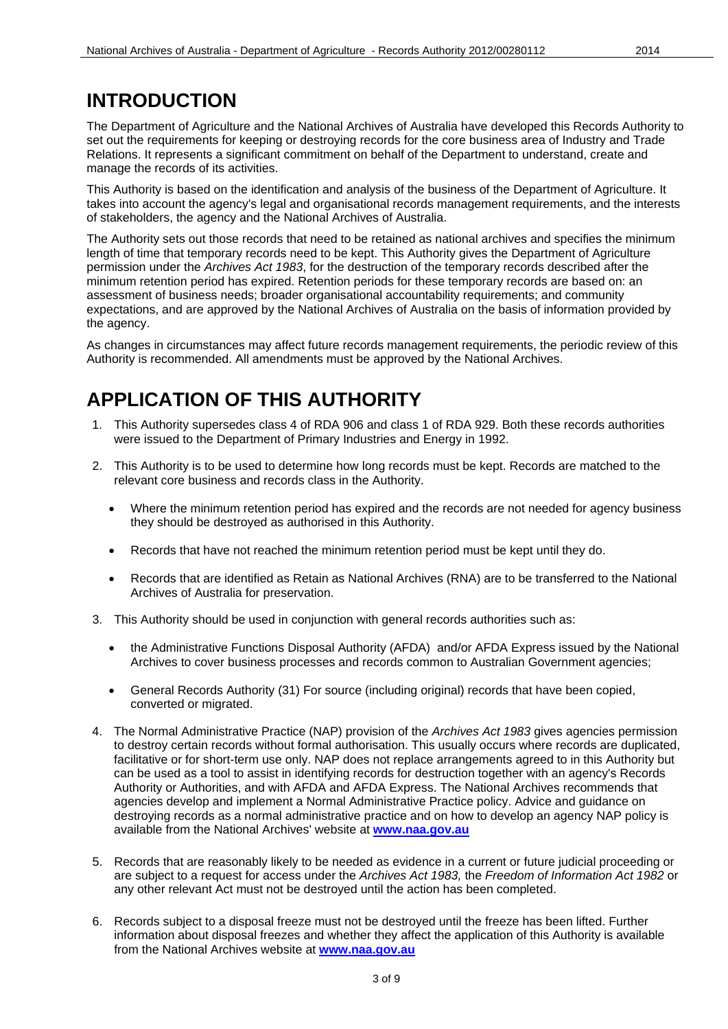# INTRODUCTION

The Department of Agriculture and the National Archives of Australia have developed this Records Authority to set out the requirements for keeping or destroying records for the core business area of Industry and Trade Relations. It represents a significant commitment on behalf of the Department to understand, create and manage the records of its activities.

This Authority is based on the identification and analysis of the business of the Department of Agriculture. It takes into account the agency's legal and organisational records management requirements, and the interests of stakeholders, the agency and the National Archives of Australia.

The Authority sets out those records that need to be retained as national archives and specifies the minimum length of time that temporary records need to be kept. This Authority gives the Department of Agriculture permission under the *Archives Act 1983*, for the destruction of the temporary records described after the minimum retention period has expired. Retention periods for these temporary records are based on: an assessment of business needs; broader organisational accountability requirements; and community expectations, and are approved by the National Archives of Australia on the basis of information provided by the agency.

As changes in circumstances may affect future records management requirements, the periodic review of this Authority is recommended. All amendments must be approved by the National Archives.

# APPLICATION OF THIS AUTHORITY

1. This Authority supersedes class 4 of RDA 906 and class 1 of RDA 929. Both these records authorities were issued to the Department of Primary Industries and Energy in 1992.

2. This Authority is to be used to determine how long records must be kept. Records are matched to the relevant core business and records class in the Authority.

   - Where the minimum retention period has expired and the records are not needed for agency business they should be destroyed as authorised in this Authority.

   - Records that have not reached the minimum retention period must be kept until they do.

   - Records that are identified as Retain as National Archives (RNA) are to be transferred to the National Archives of Australia for preservation.

3. This Authority should be used in conjunction with general records authorities such as:

   - the Administrative Functions Disposal Authority (AFDA) and/or AFDA Express issued by the National Archives to cover business processes and records common to Australian Government agencies;

   - General Records Authority (31) For source (including original) records that have been copied, converted or migrated.

4. The Normal Administrative Practice (NAP) provision of the *Archives Act 1983* gives agencies permission to destroy certain records without formal authorisation. This usually occurs where records are duplicated, facilitative or for short-term use only. NAP does not replace arrangements agreed to in this Authority but can be used as a tool to assist in identifying records for destruction together with an agency's Records Authority or Authorities, and with AFDA and AFDA Express. The National Archives recommends that agencies develop and implement a Normal Administrative Practice policy. Advice and guidance on destroying records as a normal administrative practice and on how to develop an agency NAP policy is available from the National Archives' website at **www.naa.gov.au**

5. Records that are reasonably likely to be needed as evidence in a current or future judicial proceeding or are subject to a request for access under the *Archives Act 1983,* the *Freedom of Information Act 1982* or any other relevant Act must not be destroyed until the action has been completed.

6. Records subject to a disposal freeze must not be destroyed until the freeze has been lifted. Further information about disposal freezes and whether they affect the application of this Authority is available from the National Archives website at **www.naa.gov.au**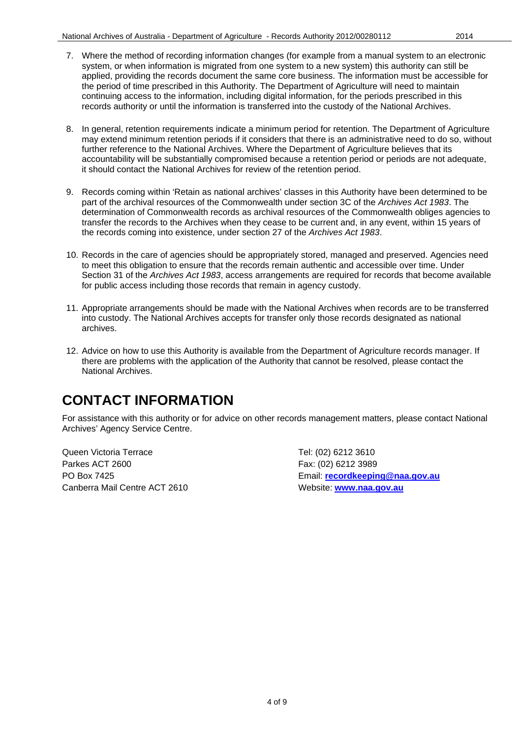7. Where the method of recording information changes (for example from a manual system to an electronic system, or when information is migrated from one system to a new system) this authority can still be applied, providing the records document the same core business. The information must be accessible for the period of time prescribed in this Authority. The Department of Agriculture will need to maintain continuing access to the information, including digital information, for the periods prescribed in this records authority or until the information is transferred into the custody of the National Archives.

8. In general, retention requirements indicate a minimum period for retention. The Department of Agriculture may extend minimum retention periods if it considers that there is an administrative need to do so, without further reference to the National Archives. Where the Department of Agriculture believes that its accountability will be substantially compromised because a retention period or periods are not adequate, it should contact the National Archives for review of the retention period.

9. Records coming within 'Retain as national archives' classes in this Authority have been determined to be part of the archival resources of the Commonwealth under section 3C of the *Archives Act 1983*. The determination of Commonwealth records as archival resources of the Commonwealth obliges agencies to transfer the records to the Archives when they cease to be current and, in any event, within 15 years of the records coming into existence, under section 27 of the *Archives Act 1983*.

10. Records in the care of agencies should be appropriately stored, managed and preserved. Agencies need to meet this obligation to ensure that the records remain authentic and accessible over time. Under Section 31 of the *Archives Act 1983*, access arrangements are required for records that become available for public access including those records that remain in agency custody.

11. Appropriate arrangements should be made with the National Archives when records are to be transferred into custody. The National Archives accepts for transfer only those records designated as national archives.

12. Advice on how to use this Authority is available from the Department of Agriculture records manager. If there are problems with the application of the Authority that cannot be resolved, please contact the National Archives.

# CONTACT INFORMATION

For assistance with this authority or for advice on other records management matters, please contact National Archives' Agency Service Centre.

Queen Victoria Terrace
Parkes ACT 2600
PO Box 7425
Canberra Mail Centre ACT 2610

Tel: (02) 6212 3610
Fax: (02) 6212 3989
Email: **recordkeeping@naa.gov.au**
Website: **www.naa.gov.au**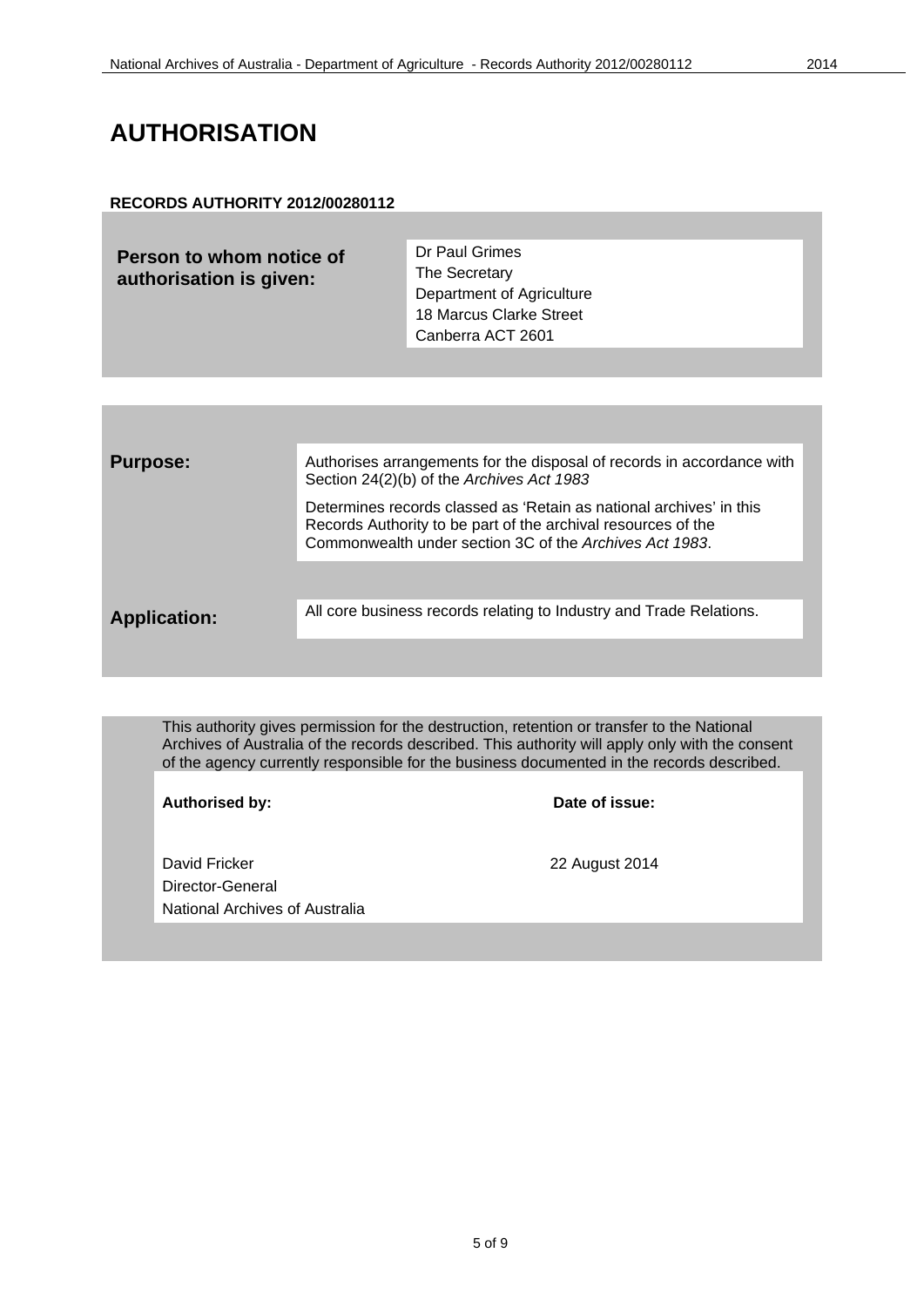# AUTHORISATION

**RECORDS AUTHORITY 2012/00280112**

| **Person to whom notice of authorisation is given:** | Dr Paul Grimes<br>The Secretary<br>Department of Agriculture<br>18 Marcus Clarke Street<br>Canberra ACT 2601 |
|---|---|

| | |
|---|---|
| **Purpose:** | Authorises arrangements for the disposal of records in accordance with Section 24(2)(b) of the *Archives Act 1983*<br><br>Determines records classed as 'Retain as national archives' in this Records Authority to be part of the archival resources of the Commonwealth under section 3C of the *Archives Act 1983*. |
| **Application:** | All core business records relating to Industry and Trade Relations. |

This authority gives permission for the destruction, retention or transfer to the National Archives of Australia of the records described. This authority will apply only with the consent of the agency currently responsible for the business documented in the records described.

| **Authorised by:** | **Date of issue:** |
|---|---|
| David Fricker<br>Director-General<br>National Archives of Australia | 22 August 2014 |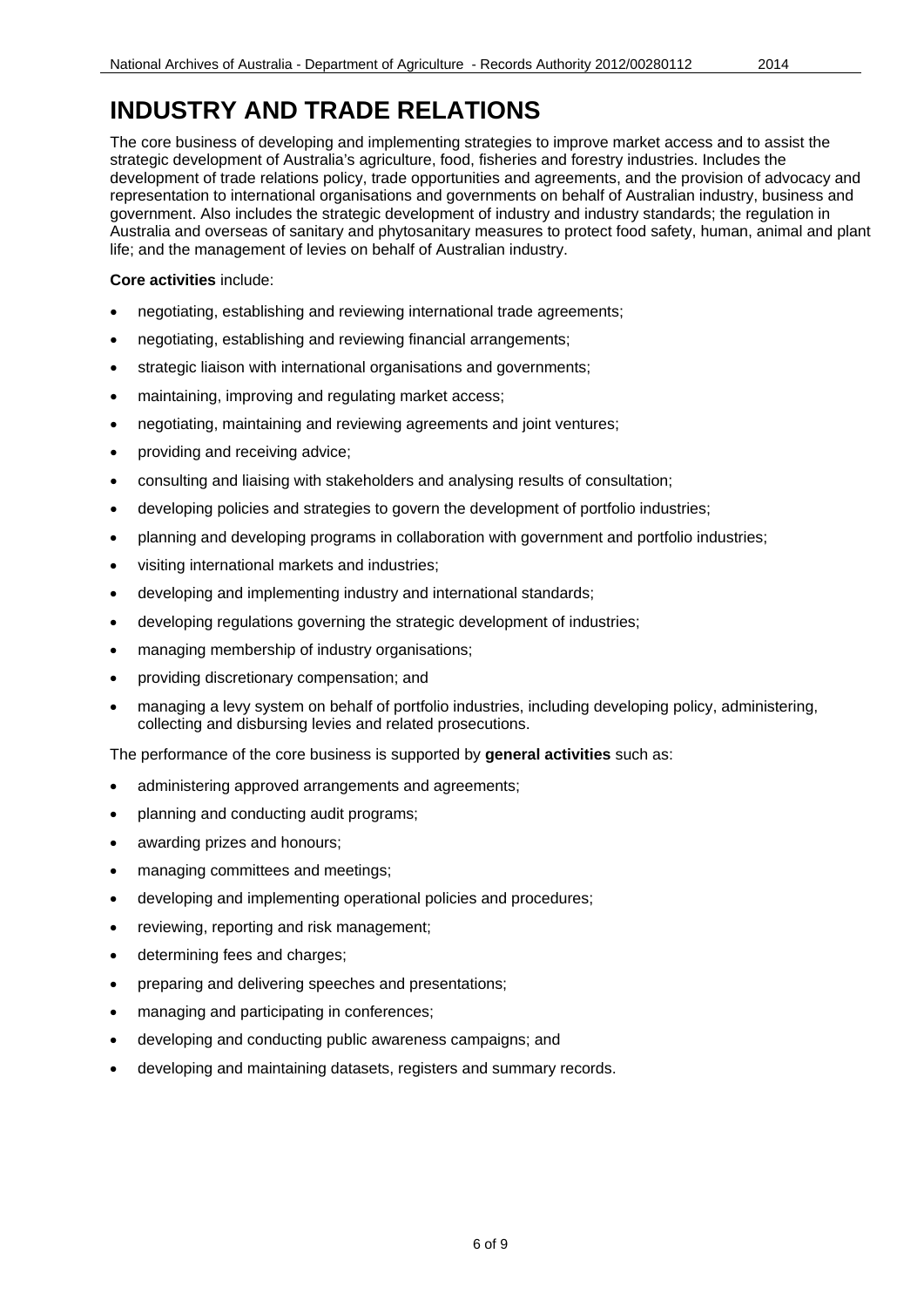# INDUSTRY AND TRADE RELATIONS

The core business of developing and implementing strategies to improve market access and to assist the strategic development of Australia's agriculture, food, fisheries and forestry industries. Includes the development of trade relations policy, trade opportunities and agreements, and the provision of advocacy and representation to international organisations and governments on behalf of Australian industry, business and government. Also includes the strategic development of industry and industry standards; the regulation in Australia and overseas of sanitary and phytosanitary measures to protect food safety, human, animal and plant life; and the management of levies on behalf of Australian industry.

**Core activities** include:

- negotiating, establishing and reviewing international trade agreements;
- negotiating, establishing and reviewing financial arrangements;
- strategic liaison with international organisations and governments;
- maintaining, improving and regulating market access;
- negotiating, maintaining and reviewing agreements and joint ventures;
- providing and receiving advice;
- consulting and liaising with stakeholders and analysing results of consultation;
- developing policies and strategies to govern the development of portfolio industries;
- planning and developing programs in collaboration with government and portfolio industries;
- visiting international markets and industries;
- developing and implementing industry and international standards;
- developing regulations governing the strategic development of industries;
- managing membership of industry organisations;
- providing discretionary compensation; and
- managing a levy system on behalf of portfolio industries, including developing policy, administering, collecting and disbursing levies and related prosecutions.

The performance of the core business is supported by **general activities** such as:

- administering approved arrangements and agreements;
- planning and conducting audit programs;
- awarding prizes and honours;
- managing committees and meetings;
- developing and implementing operational policies and procedures;
- reviewing, reporting and risk management;
- determining fees and charges;
- preparing and delivering speeches and presentations;
- managing and participating in conferences;
- developing and conducting public awareness campaigns; and
- developing and maintaining datasets, registers and summary records.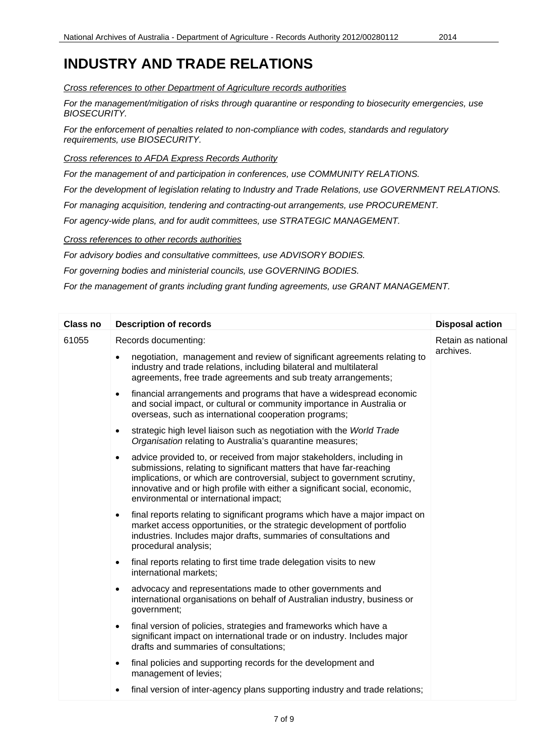# INDUSTRY AND TRADE RELATIONS

*Cross references to other Department of Agriculture records authorities*

*For the management/mitigation of risks through quarantine or responding to biosecurity emergencies, use BIOSECURITY.*

*For the enforcement of penalties related to non-compliance with codes, standards and regulatory requirements, use BIOSECURITY.*

*Cross references to AFDA Express Records Authority*

*For the management of and participation in conferences, use COMMUNITY RELATIONS.*

*For the development of legislation relating to Industry and Trade Relations, use GOVERNMENT RELATIONS.*

*For managing acquisition, tendering and contracting-out arrangements, use PROCUREMENT.*

*For agency-wide plans, and for audit committees, use STRATEGIC MANAGEMENT.*

*Cross references to other records authorities*

*For advisory bodies and consultative committees, use ADVISORY BODIES.*

*For governing bodies and ministerial councils, use GOVERNING BODIES.*

*For the management of grants including grant funding agreements, use GRANT MANAGEMENT.*

| Class no | Description of records | Disposal action |
|---|---|---|
| 61055 | Records documenting:<br>• negotiation, management and review of significant agreements relating to industry and trade relations, including bilateral and multilateral agreements, free trade agreements and sub treaty arrangements;<br>• financial arrangements and programs that have a widespread economic and social impact, or cultural or community importance in Australia or overseas, such as international cooperation programs;<br>• strategic high level liaison such as negotiation with the *World Trade Organisation* relating to Australia's quarantine measures;<br>• advice provided to, or received from major stakeholders, including in submissions, relating to significant matters that have far-reaching implications, or which are controversial, subject to government scrutiny, innovative and or high profile with either a significant social, economic, environmental or international impact;<br>• final reports relating to significant programs which have a major impact on market access opportunities, or the strategic development of portfolio industries. Includes major drafts, summaries of consultations and procedural analysis;<br>• final reports relating to first time trade delegation visits to new international markets;<br>• advocacy and representations made to other governments and international organisations on behalf of Australian industry, business or government;<br>• final version of policies, strategies and frameworks which have a significant impact on international trade or on industry. Includes major drafts and summaries of consultations;<br>• final policies and supporting records for the development and management of levies;<br>• final version of inter-agency plans supporting industry and trade relations; | Retain as national archives. |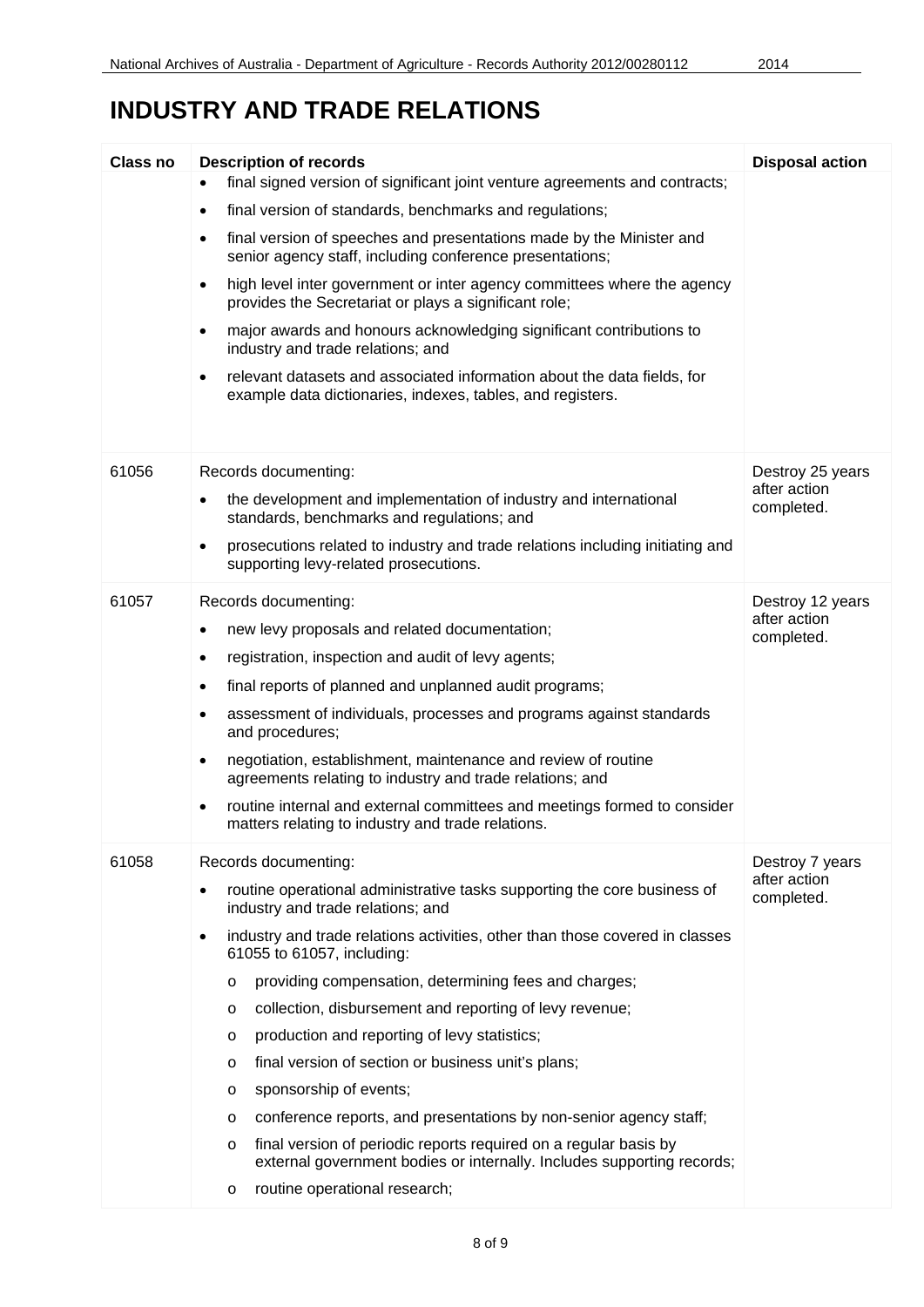# INDUSTRY AND TRADE RELATIONS

| Class no | Description of records | Disposal action |
| --- | --- | --- |
| | • final signed version of significant joint venture agreements and contracts;<br>• final version of standards, benchmarks and regulations;<br>• final version of speeches and presentations made by the Minister and senior agency staff, including conference presentations;<br>• high level inter government or inter agency committees where the agency provides the Secretariat or plays a significant role;<br>• major awards and honours acknowledging significant contributions to industry and trade relations; and<br>• relevant datasets and associated information about the data fields, for example data dictionaries, indexes, tables, and registers. | |
| 61056 | Records documenting:<br>• the development and implementation of industry and international standards, benchmarks and regulations; and<br>• prosecutions related to industry and trade relations including initiating and supporting levy-related prosecutions. | Destroy 25 years after action completed. |
| 61057 | Records documenting:<br>• new levy proposals and related documentation;<br>• registration, inspection and audit of levy agents;<br>• final reports of planned and unplanned audit programs;<br>• assessment of individuals, processes and programs against standards and procedures;<br>• negotiation, establishment, maintenance and review of routine agreements relating to industry and trade relations; and<br>• routine internal and external committees and meetings formed to consider matters relating to industry and trade relations. | Destroy 12 years after action completed. |
| 61058 | Records documenting:<br>• routine operational administrative tasks supporting the core business of industry and trade relations; and<br>• industry and trade relations activities, other than those covered in classes 61055 to 61057, including:<br>  o providing compensation, determining fees and charges;<br>  o collection, disbursement and reporting of levy revenue;<br>  o production and reporting of levy statistics;<br>  o final version of section or business unit's plans;<br>  o sponsorship of events;<br>  o conference reports, and presentations by non-senior agency staff;<br>  o final version of periodic reports required on a regular basis by external government bodies or internally. Includes supporting records;<br>  o routine operational research; | Destroy 7 years after action completed. |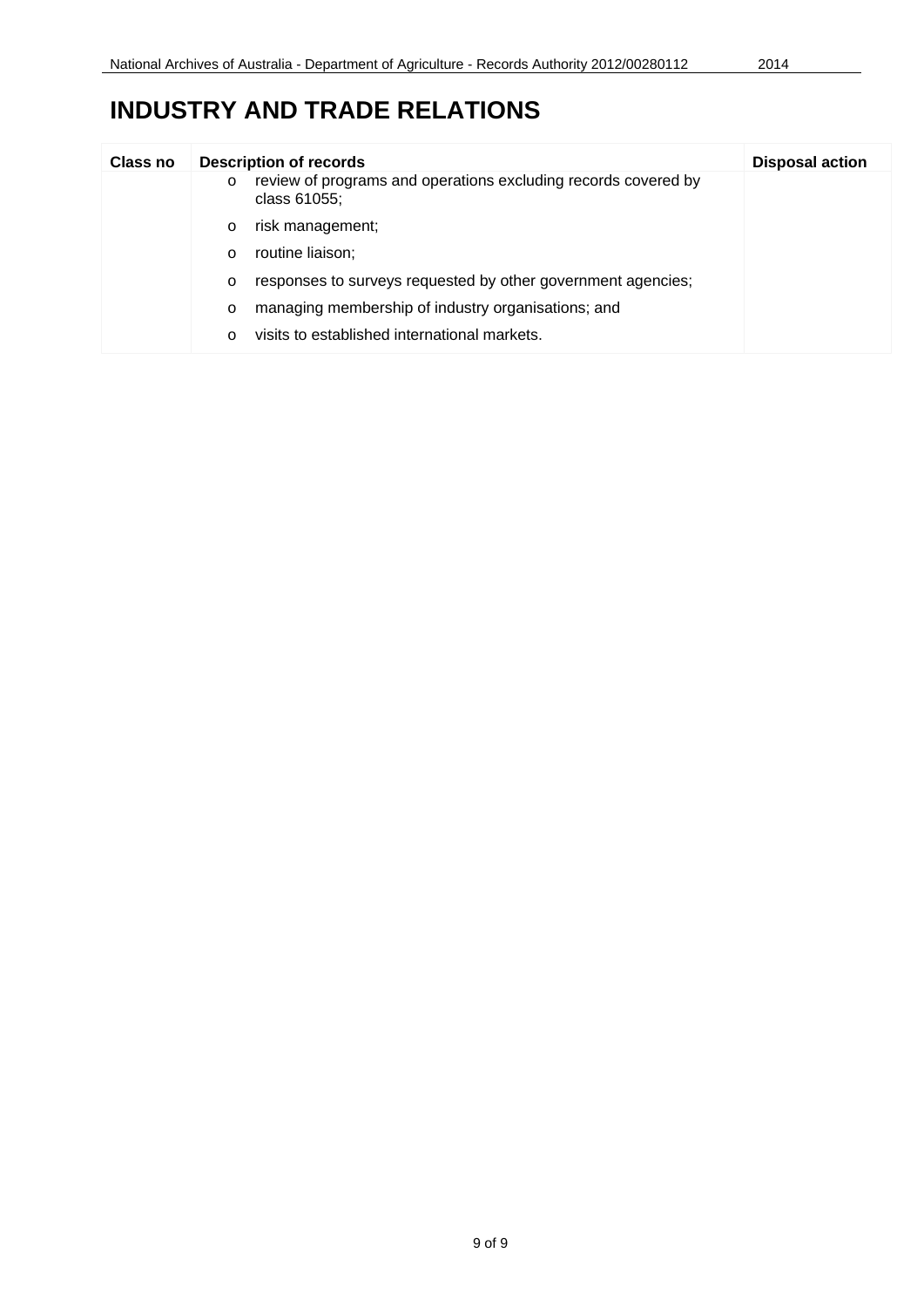# INDUSTRY AND TRADE RELATIONS

| Class no | Description of records | Disposal action |
|---|---|---|
| | o review of programs and operations excluding records covered by class 61055;<br>o risk management;<br>o routine liaison;<br>o responses to surveys requested by other government agencies;<br>o managing membership of industry organisations; and<br>o visits to established international markets. | |